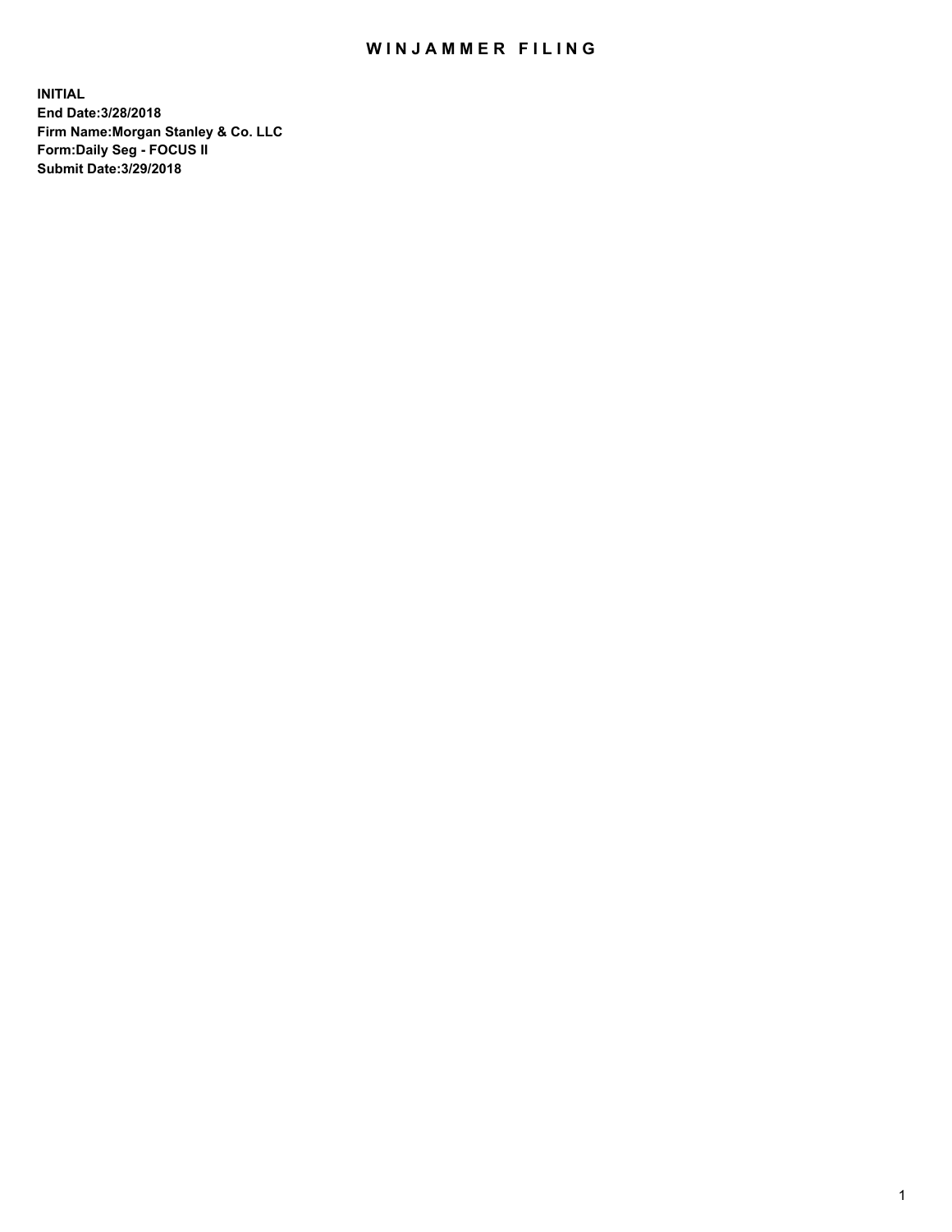# WINJAMMER FILING

**INITIAL**
**End Date:3/28/2018**
**Firm Name:Morgan Stanley & Co. LLC**
**Form:Daily Seg - FOCUS II**
**Submit Date:3/29/2018**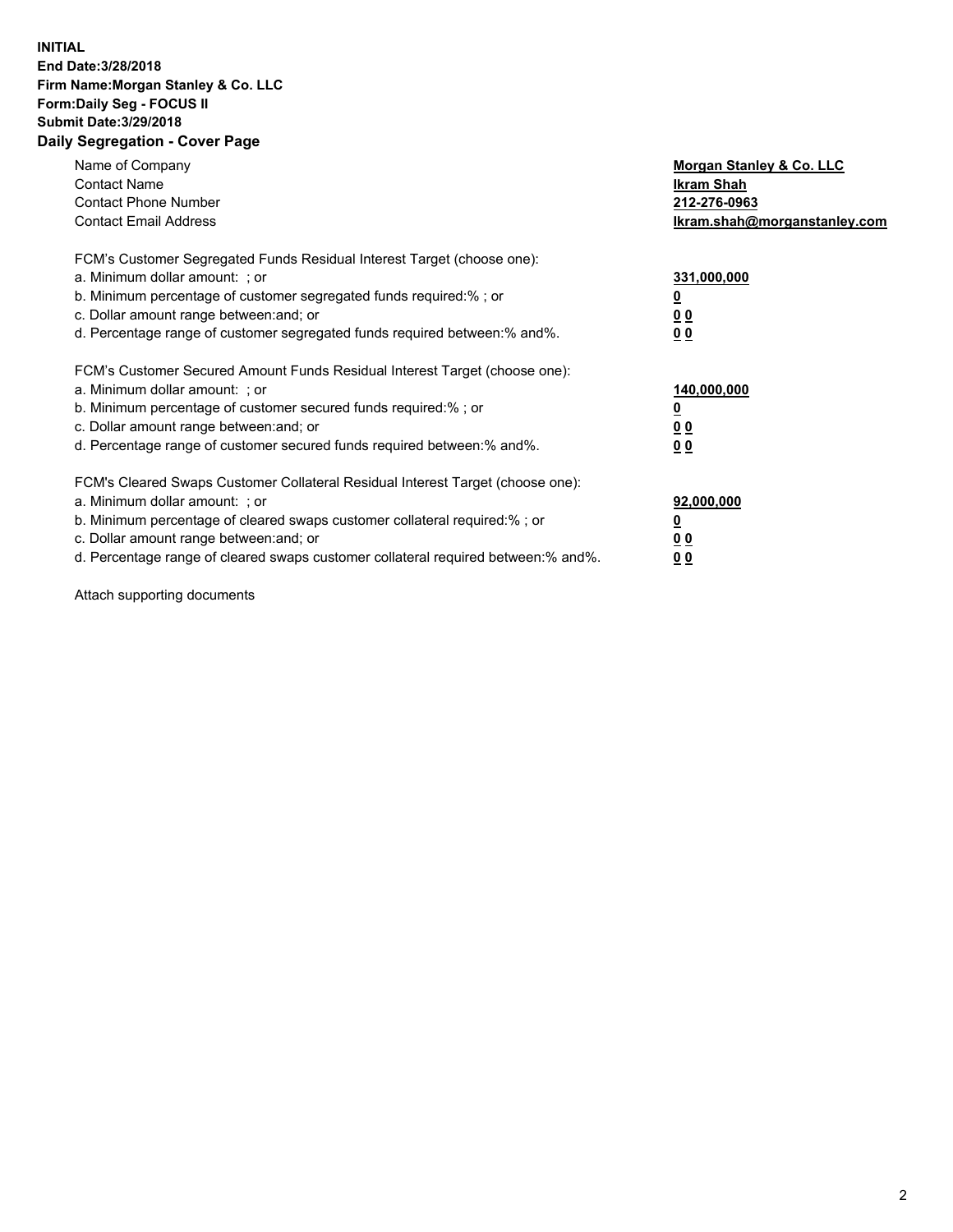**INITIAL**
**End Date:3/28/2018**
**Firm Name:Morgan Stanley & Co. LLC**
**Form:Daily Seg - FOCUS II**
**Submit Date:3/29/2018**
**Daily Segregation - Cover Page**

| | |
|---|---|
| Name of Company | **Morgan Stanley & Co. LLC** |
| Contact Name | **Ikram Shah** |
| Contact Phone Number | **212-276-0963** |
| Contact Email Address | **Ikram.shah@morganstanley.com** |

| | |
|---|---|
| FCM's Customer Segregated Funds Residual Interest Target (choose one): | |
| a. Minimum dollar amount: ; or | **331,000,000** |
| b. Minimum percentage of customer segregated funds required:% ; or | **0** |
| c. Dollar amount range between:and; or | **0 0** |
| d. Percentage range of customer segregated funds required between:% and%. | **0 0** |

| | |
|---|---|
| FCM's Customer Secured Amount Funds Residual Interest Target (choose one): | |
| a. Minimum dollar amount: ; or | **140,000,000** |
| b. Minimum percentage of customer secured funds required:% ; or | **0** |
| c. Dollar amount range between:and; or | **0 0** |
| d. Percentage range of customer secured funds required between:% and%. | **0 0** |

| | |
|---|---|
| FCM's Cleared Swaps Customer Collateral Residual Interest Target (choose one): | |
| a. Minimum dollar amount: ; or | **92,000,000** |
| b. Minimum percentage of cleared swaps customer collateral required:% ; or | **0** |
| c. Dollar amount range between:and; or | **0 0** |
| d. Percentage range of cleared swaps customer collateral required between:% and%. | **0 0** |

Attach supporting documents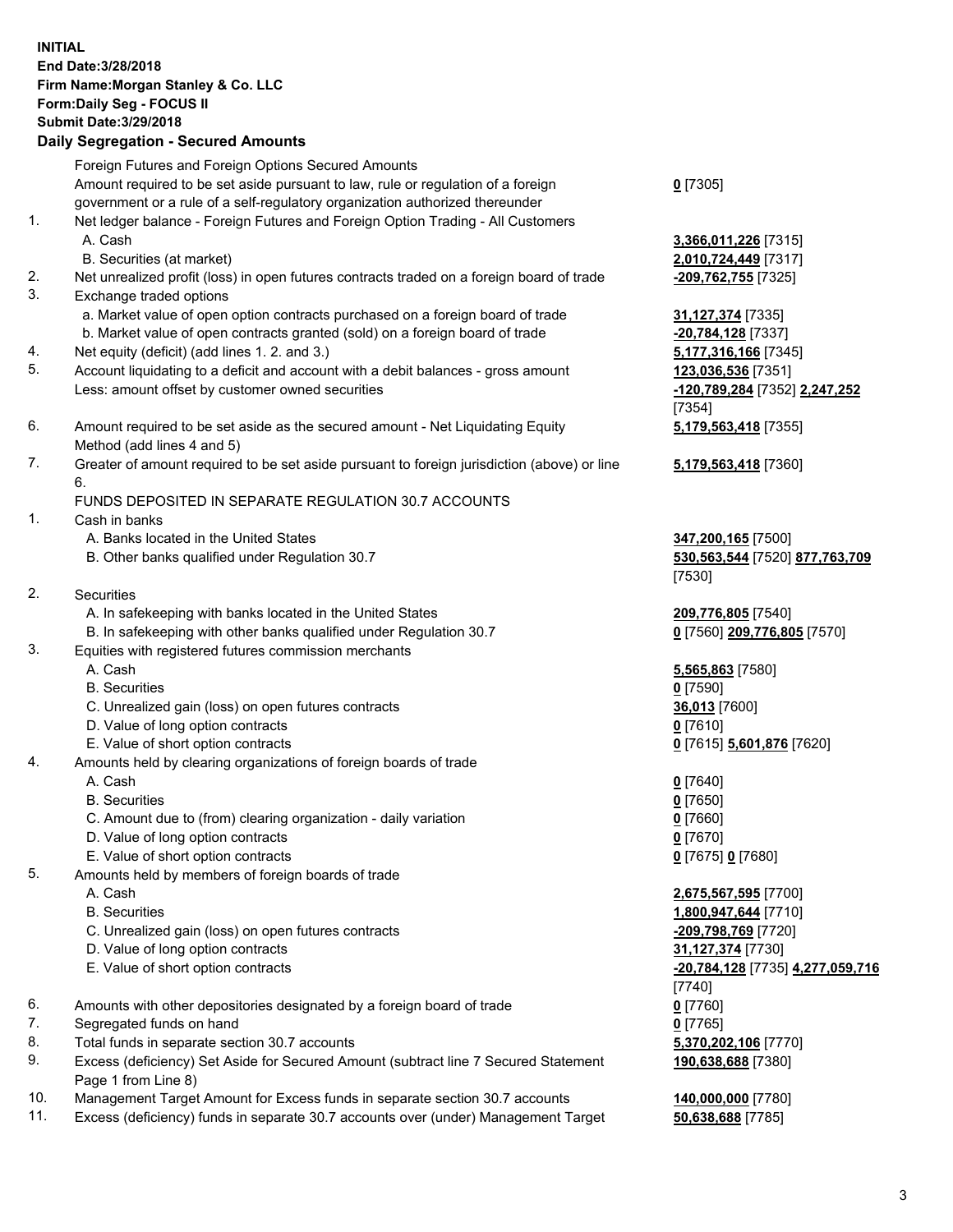**INITIAL**
**End Date:3/28/2018**
**Firm Name:Morgan Stanley & Co. LLC**
**Form:Daily Seg - FOCUS II**
**Submit Date:3/29/2018**

## Daily Segregation - Secured Amounts

| | | |
|---|---|---|
| | Foreign Futures and Foreign Options Secured Amounts | |
| | Amount required to be set aside pursuant to law, rule or regulation of a foreign government or a rule of a self-regulatory organization authorized thereunder | **0** [7305] |
| 1. | Net ledger balance - Foreign Futures and Foreign Option Trading - All Customers | |
| | A. Cash | **3,366,011,226** [7315] |
| | B. Securities (at market) | **2,010,724,449** [7317] |
| 2. | Net unrealized profit (loss) in open futures contracts traded on a foreign board of trade | **-209,762,755** [7325] |
| 3. | Exchange traded options | |
| | a. Market value of open option contracts purchased on a foreign board of trade | **31,127,374** [7335] |
| | b. Market value of open contracts granted (sold) on a foreign board of trade | **-20,784,128** [7337] |
| 4. | Net equity (deficit) (add lines 1. 2. and 3.) | **5,177,316,166** [7345] |
| 5. | Account liquidating to a deficit and account with a debit balances - gross amount | **123,036,536** [7351] |
| | Less: amount offset by customer owned securities | **-120,789,284** [7352] **2,247,252** [7354] |
| 6. | Amount required to be set aside as the secured amount - Net Liquidating Equity Method (add lines 4 and 5) | **5,179,563,418** [7355] |
| 7. | Greater of amount required to be set aside pursuant to foreign jurisdiction (above) or line 6. | **5,179,563,418** [7360] |
| | FUNDS DEPOSITED IN SEPARATE REGULATION 30.7 ACCOUNTS | |
| 1. | Cash in banks | |
| | A. Banks located in the United States | **347,200,165** [7500] |
| | B. Other banks qualified under Regulation 30.7 | **530,563,544** [7520] **877,763,709** [7530] |
| 2. | Securities | |
| | A. In safekeeping with banks located in the United States | **209,776,805** [7540] |
| | B. In safekeeping with other banks qualified under Regulation 30.7 | **0** [7560] **209,776,805** [7570] |
| 3. | Equities with registered futures commission merchants | |
| | A. Cash | **5,565,863** [7580] |
| | B. Securities | **0** [7590] |
| | C. Unrealized gain (loss) on open futures contracts | **36,013** [7600] |
| | D. Value of long option contracts | **0** [7610] |
| | E. Value of short option contracts | **0** [7615] **5,601,876** [7620] |
| 4. | Amounts held by clearing organizations of foreign boards of trade | |
| | A. Cash | **0** [7640] |
| | B. Securities | **0** [7650] |
| | C. Amount due to (from) clearing organization - daily variation | **0** [7660] |
| | D. Value of long option contracts | **0** [7670] |
| | E. Value of short option contracts | **0** [7675] **0** [7680] |
| 5. | Amounts held by members of foreign boards of trade | |
| | A. Cash | **2,675,567,595** [7700] |
| | B. Securities | **1,800,947,644** [7710] |
| | C. Unrealized gain (loss) on open futures contracts | **-209,798,769** [7720] |
| | D. Value of long option contracts | **31,127,374** [7730] |
| | E. Value of short option contracts | **-20,784,128** [7735] **4,277,059,716** [7740] |
| 6. | Amounts with other depositories designated by a foreign board of trade | **0** [7760] |
| 7. | Segregated funds on hand | **0** [7765] |
| 8. | Total funds in separate section 30.7 accounts | **5,370,202,106** [7770] |
| 9. | Excess (deficiency) Set Aside for Secured Amount (subtract line 7 Secured Statement Page 1 from Line 8) | **190,638,688** [7380] |
| 10. | Management Target Amount for Excess funds in separate section 30.7 accounts | **140,000,000** [7780] |
| 11. | Excess (deficiency) funds in separate 30.7 accounts over (under) Management Target | **50,638,688** [7785] |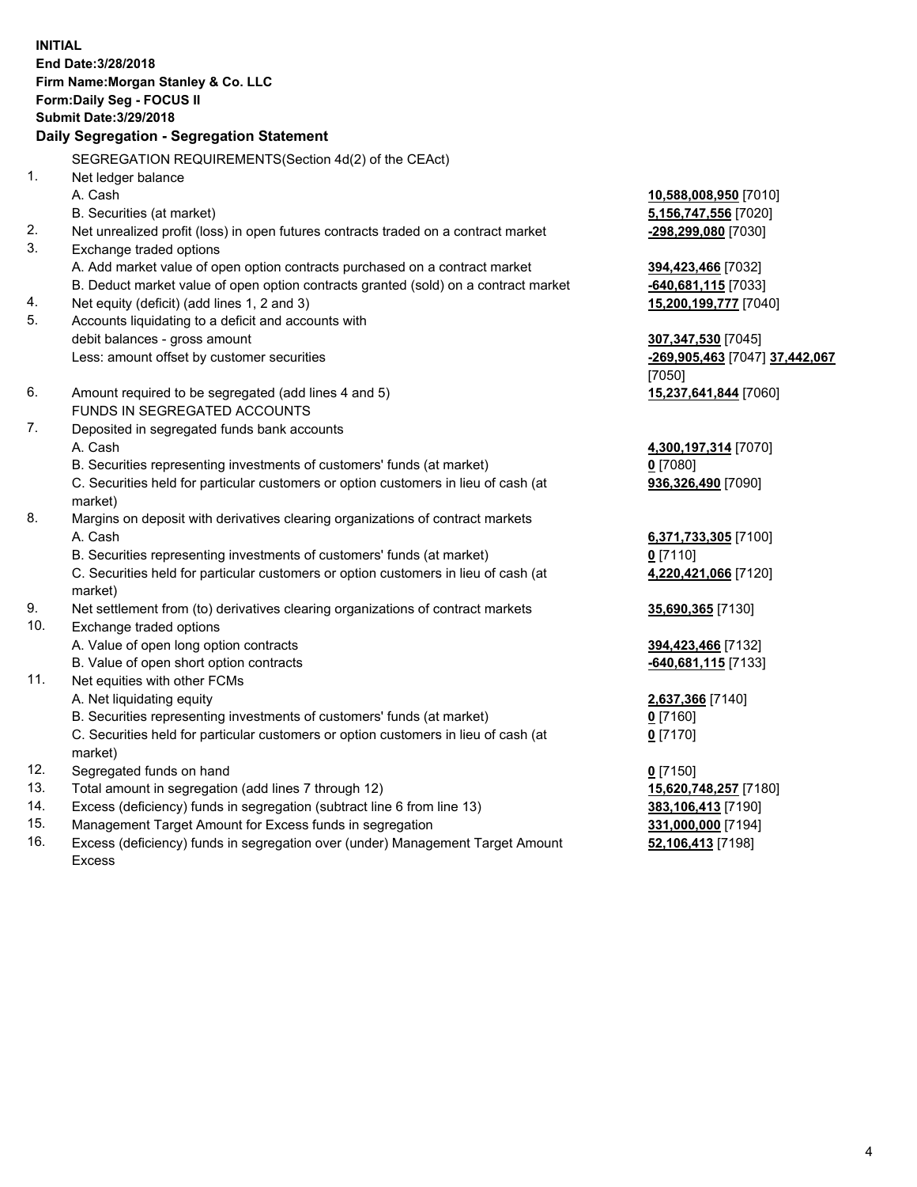**INITIAL**
**End Date:3/28/2018**
**Firm Name:Morgan Stanley & Co. LLC**
**Form:Daily Seg - FOCUS II**
**Submit Date:3/29/2018**

## Daily Segregation - Segregation Statement

SEGREGATION REQUIREMENTS(Section 4d(2) of the CEAct)

| | | |
|---|---|---|
| 1. | Net ledger balance | |
| | A. Cash | **10,588,008,950** [7010] |
| | B. Securities (at market) | **5,156,747,556** [7020] |
| 2. | Net unrealized profit (loss) in open futures contracts traded on a contract market | **-298,299,080** [7030] |
| 3. | Exchange traded options | |
| | A. Add market value of open option contracts purchased on a contract market | **394,423,466** [7032] |
| | B. Deduct market value of open option contracts granted (sold) on a contract market | **-640,681,115** [7033] |
| 4. | Net equity (deficit) (add lines 1, 2 and 3) | **15,200,199,777** [7040] |
| 5. | Accounts liquidating to a deficit and accounts with debit balances - gross amount | **307,347,530** [7045] |
| | Less: amount offset by customer securities | **-269,905,463** [7047] **37,442,067** [7050] |
| 6. | Amount required to be segregated (add lines 4 and 5) | **15,237,641,844** [7060] |
| | FUNDS IN SEGREGATED ACCOUNTS | |
| 7. | Deposited in segregated funds bank accounts | |
| | A. Cash | **4,300,197,314** [7070] |
| | B. Securities representing investments of customers' funds (at market) | **0** [7080] |
| | C. Securities held for particular customers or option customers in lieu of cash (at market) | **936,326,490** [7090] |
| 8. | Margins on deposit with derivatives clearing organizations of contract markets | |
| | A. Cash | **6,371,733,305** [7100] |
| | B. Securities representing investments of customers' funds (at market) | **0** [7110] |
| | C. Securities held for particular customers or option customers in lieu of cash (at market) | **4,220,421,066** [7120] |
| 9. | Net settlement from (to) derivatives clearing organizations of contract markets | **35,690,365** [7130] |
| 10. | Exchange traded options | |
| | A. Value of open long option contracts | **394,423,466** [7132] |
| | B. Value of open short option contracts | **-640,681,115** [7133] |
| 11. | Net equities with other FCMs | |
| | A. Net liquidating equity | **2,637,366** [7140] |
| | B. Securities representing investments of customers' funds (at market) | **0** [7160] |
| | C. Securities held for particular customers or option customers in lieu of cash (at market) | **0** [7170] |
| 12. | Segregated funds on hand | **0** [7150] |
| 13. | Total amount in segregation (add lines 7 through 12) | **15,620,748,257** [7180] |
| 14. | Excess (deficiency) funds in segregation (subtract line 6 from line 13) | **383,106,413** [7190] |
| 15. | Management Target Amount for Excess funds in segregation | **331,000,000** [7194] |
| 16. | Excess (deficiency) funds in segregation over (under) Management Target Amount Excess | **52,106,413** [7198] |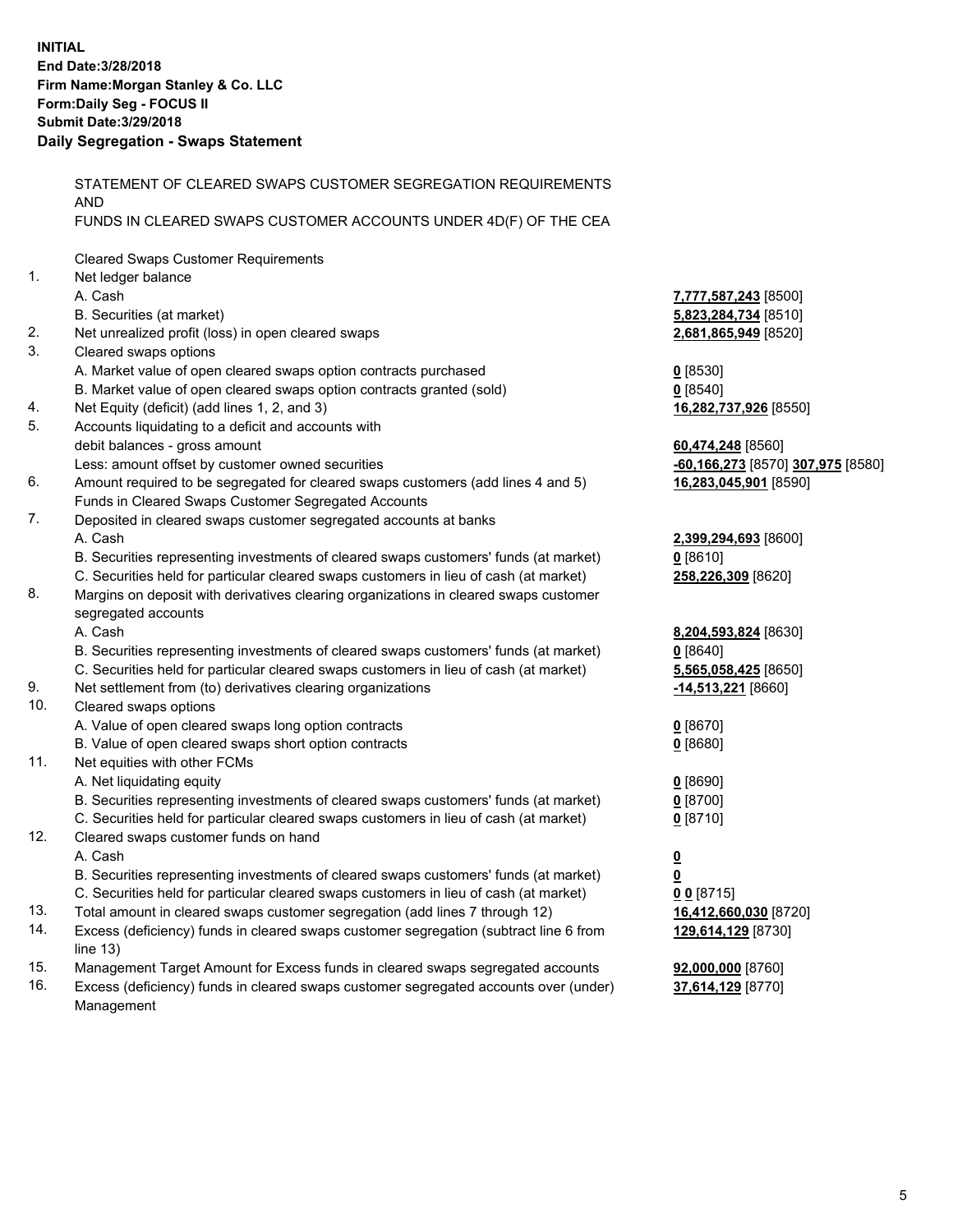**INITIAL**
**End Date:3/28/2018**
**Firm Name:Morgan Stanley & Co. LLC**
**Form:Daily Seg - FOCUS II**
**Submit Date:3/29/2018**
**Daily Segregation - Swaps Statement**

STATEMENT OF CLEARED SWAPS CUSTOMER SEGREGATION REQUIREMENTS AND FUNDS IN CLEARED SWAPS CUSTOMER ACCOUNTS UNDER 4D(F) OF THE CEA

| | | |
|---|---|---|
| | Cleared Swaps Customer Requirements | |
| 1. | Net ledger balance | |
| | A. Cash | **7,777,587,243** [8500] |
| | B. Securities (at market) | **5,823,284,734** [8510] |
| 2. | Net unrealized profit (loss) in open cleared swaps | **2,681,865,949** [8520] |
| 3. | Cleared swaps options | |
| | A. Market value of open cleared swaps option contracts purchased | **0** [8530] |
| | B. Market value of open cleared swaps option contracts granted (sold) | **0** [8540] |
| 4. | Net Equity (deficit) (add lines 1, 2, and 3) | **16,282,737,926** [8550] |
| 5. | Accounts liquidating to a deficit and accounts with | |
| | debit balances - gross amount | **60,474,248** [8560] |
| | Less: amount offset by customer owned securities | **-60,166,273** [8570] **307,975** [8580] |
| 6. | Amount required to be segregated for cleared swaps customers (add lines 4 and 5) | **16,283,045,901** [8590] |
| | Funds in Cleared Swaps Customer Segregated Accounts | |
| 7. | Deposited in cleared swaps customer segregated accounts at banks | |
| | A. Cash | **2,399,294,693** [8600] |
| | B. Securities representing investments of cleared swaps customers' funds (at market) | **0** [8610] |
| | C. Securities held for particular cleared swaps customers in lieu of cash (at market) | **258,226,309** [8620] |
| 8. | Margins on deposit with derivatives clearing organizations in cleared swaps customer segregated accounts | |
| | A. Cash | **8,204,593,824** [8630] |
| | B. Securities representing investments of cleared swaps customers' funds (at market) | **0** [8640] |
| | C. Securities held for particular cleared swaps customers in lieu of cash (at market) | **5,565,058,425** [8650] |
| 9. | Net settlement from (to) derivatives clearing organizations | **-14,513,221** [8660] |
| 10. | Cleared swaps options | |
| | A. Value of open cleared swaps long option contracts | **0** [8670] |
| | B. Value of open cleared swaps short option contracts | **0** [8680] |
| 11. | Net equities with other FCMs | |
| | A. Net liquidating equity | **0** [8690] |
| | B. Securities representing investments of cleared swaps customers' funds (at market) | **0** [8700] |
| | C. Securities held for particular cleared swaps customers in lieu of cash (at market) | **0** [8710] |
| 12. | Cleared swaps customer funds on hand | |
| | A. Cash | **0** |
| | B. Securities representing investments of cleared swaps customers' funds (at market) | **0** |
| | C. Securities held for particular cleared swaps customers in lieu of cash (at market) | **0** **0** [8715] |
| 13. | Total amount in cleared swaps customer segregation (add lines 7 through 12) | **16,412,660,030** [8720] |
| 14. | Excess (deficiency) funds in cleared swaps customer segregation (subtract line 6 from line 13) | **129,614,129** [8730] |
| 15. | Management Target Amount for Excess funds in cleared swaps segregated accounts | **92,000,000** [8760] |
| 16. | Excess (deficiency) funds in cleared swaps customer segregated accounts over (under) Management | **37,614,129** [8770] |